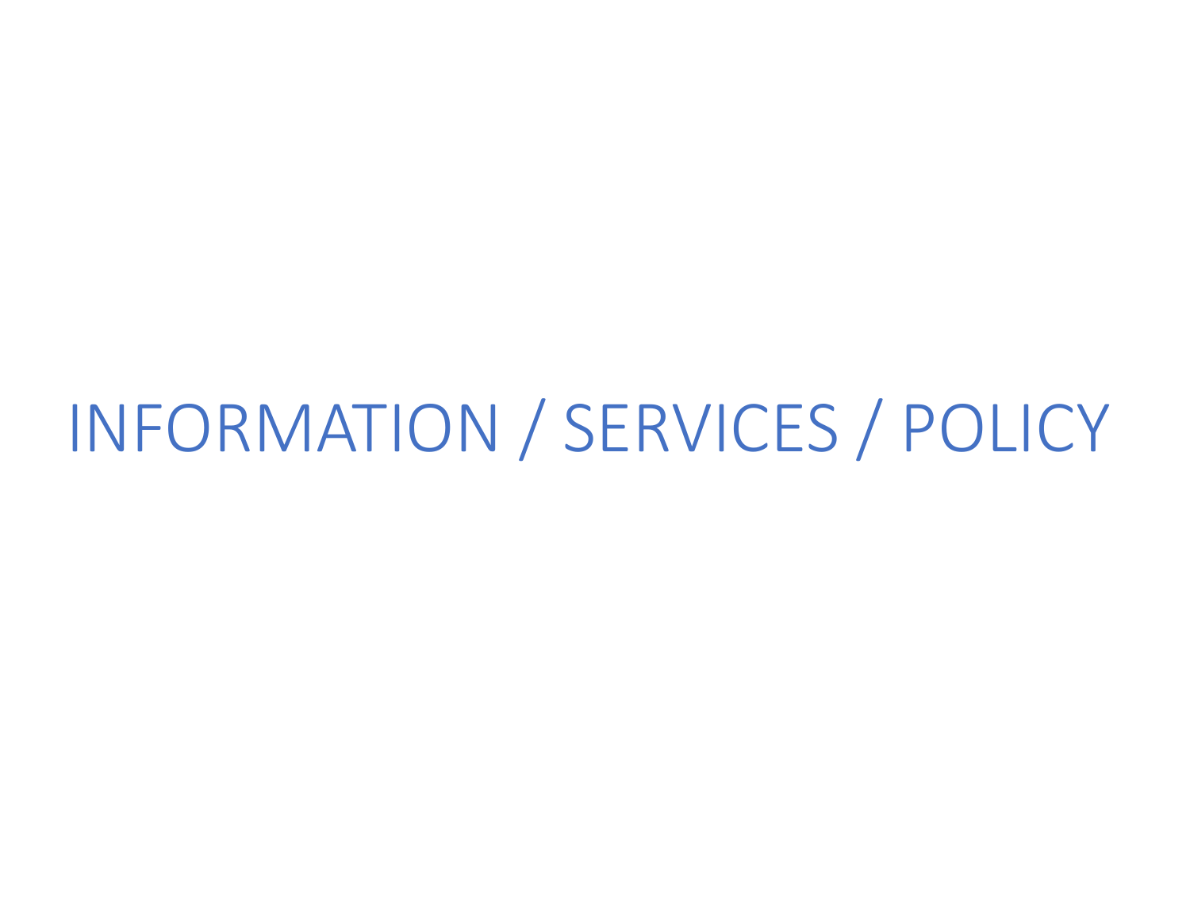# INFORMATION / SERVICES / POLICY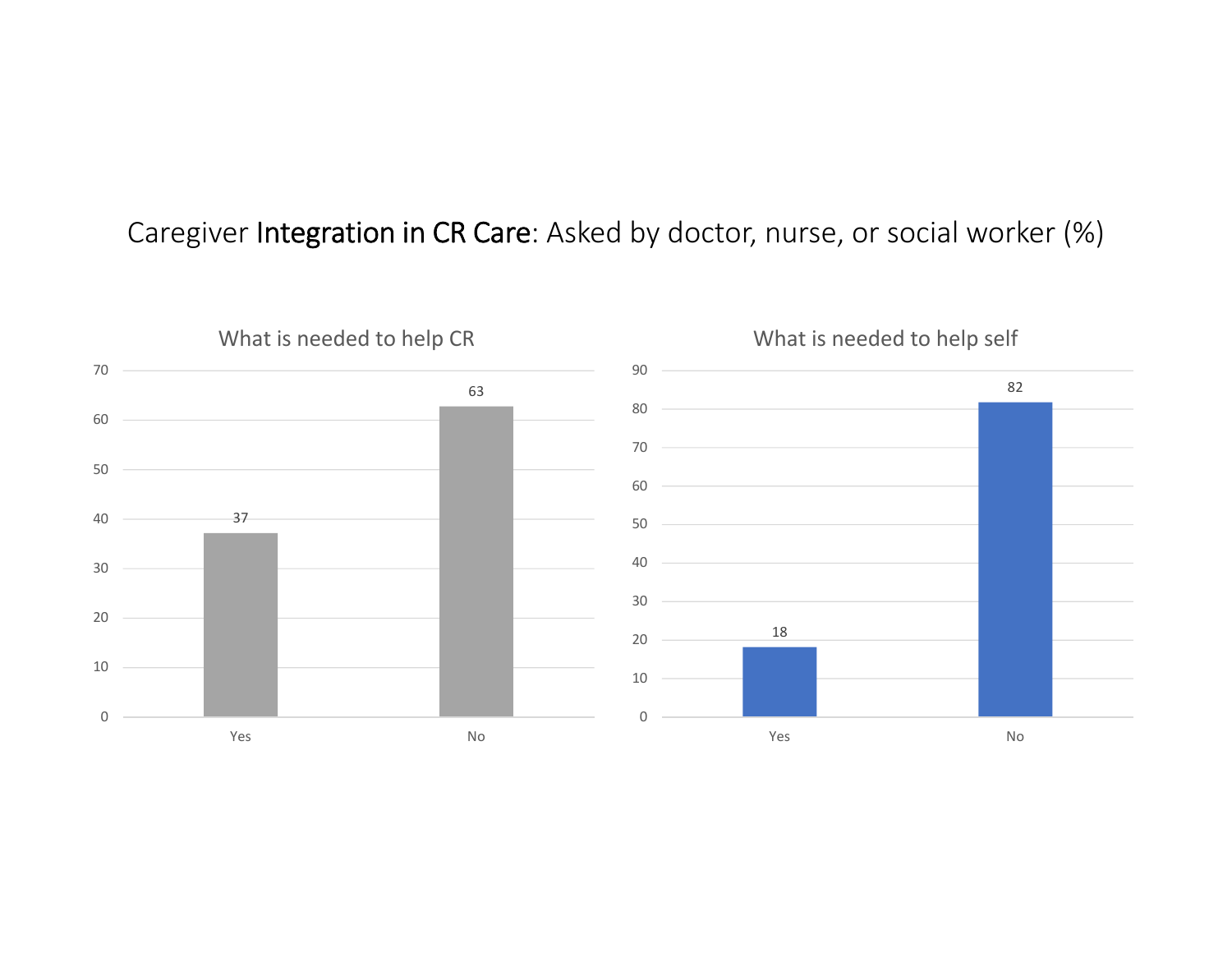# Caregiver **Integration in CR Care**: Asked by doctor, nurse, or social worker (%)

### What is needed to help CR

| | Yes | No |
|---|---|---|
| % | 37 | 63 |

### What is needed to help self

| | Yes | No |
|---|---|---|
| % | 18 | 82 |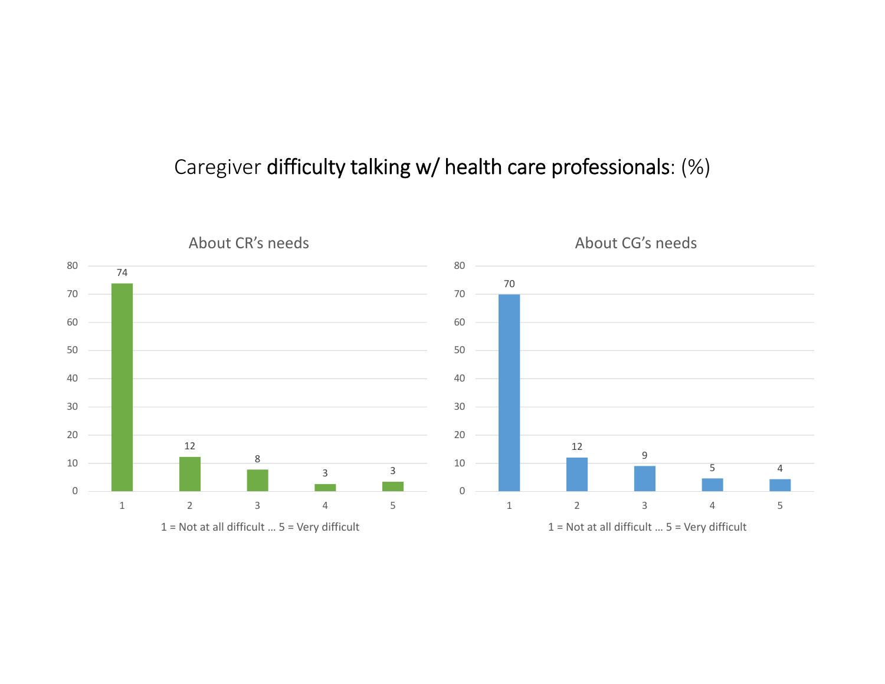# Caregiver **difficulty talking w/ health care professionals**: (%)

## About CR's needs

| Rating | % |
| --- | --- |
| 1 | 74 |
| 2 | 12 |
| 3 | 8 |
| 4 | 3 |
| 5 | 3 |

1 = Not at all difficult … 5 = Very difficult

## About CG's needs

| Rating | % |
| --- | --- |
| 1 | 70 |
| 2 | 12 |
| 3 | 9 |
| 4 | 5 |
| 5 | 4 |

1 = Not at all difficult … 5 = Very difficult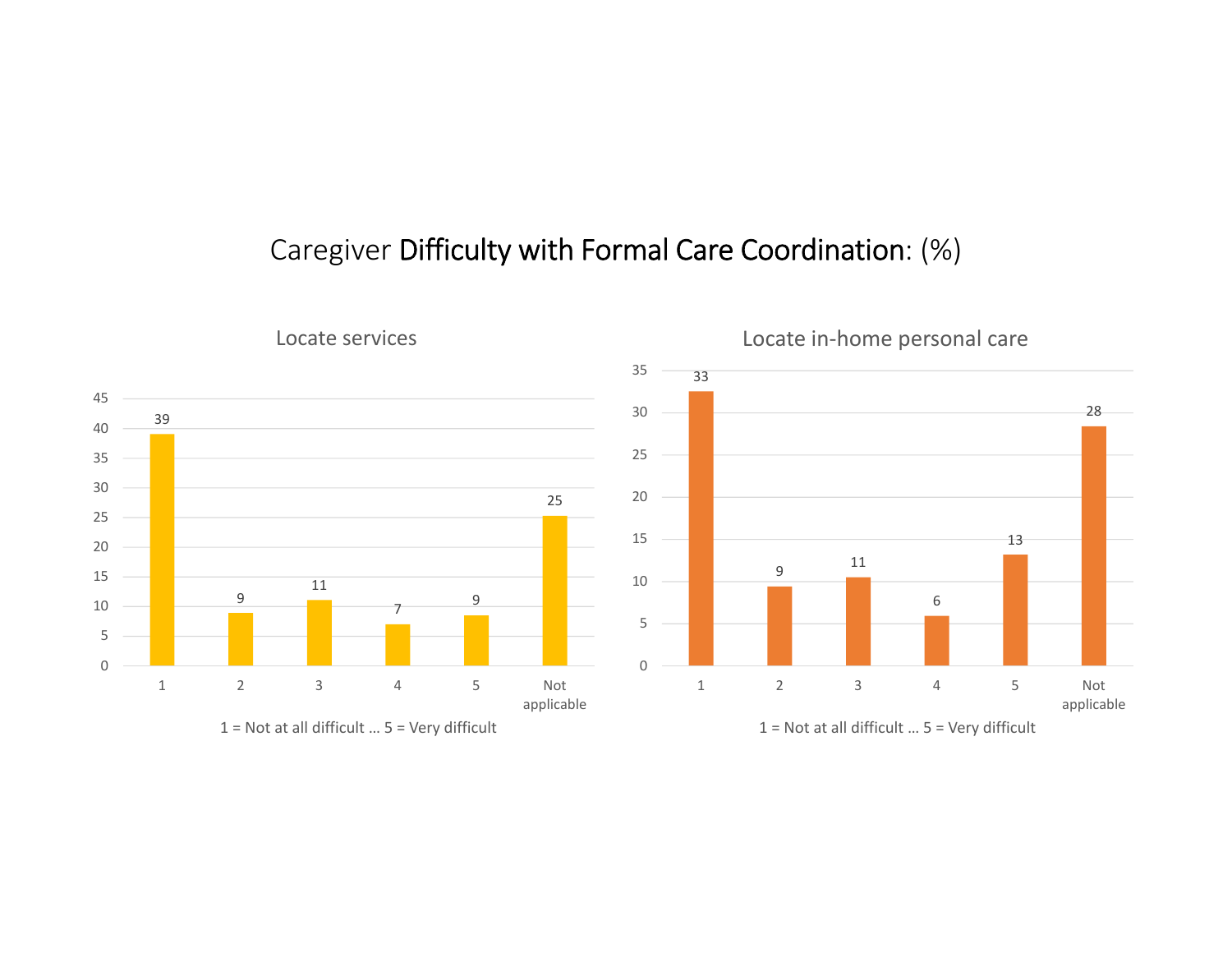# Caregiver Difficulty with Formal Care Coordination: (%)

## Locate services

| Response | % |
|---|---|
| 1 | 39 |
| 2 | 9 |
| 3 | 11 |
| 4 | 7 |
| 5 | 9 |
| Not applicable | 25 |

1 = Not at all difficult … 5 = Very difficult

## Locate in-home personal care

| Response | % |
|---|---|
| 1 | 33 |
| 2 | 9 |
| 3 | 11 |
| 4 | 6 |
| 5 | 13 |
| Not applicable | 28 |

1 = Not at all difficult … 5 = Very difficult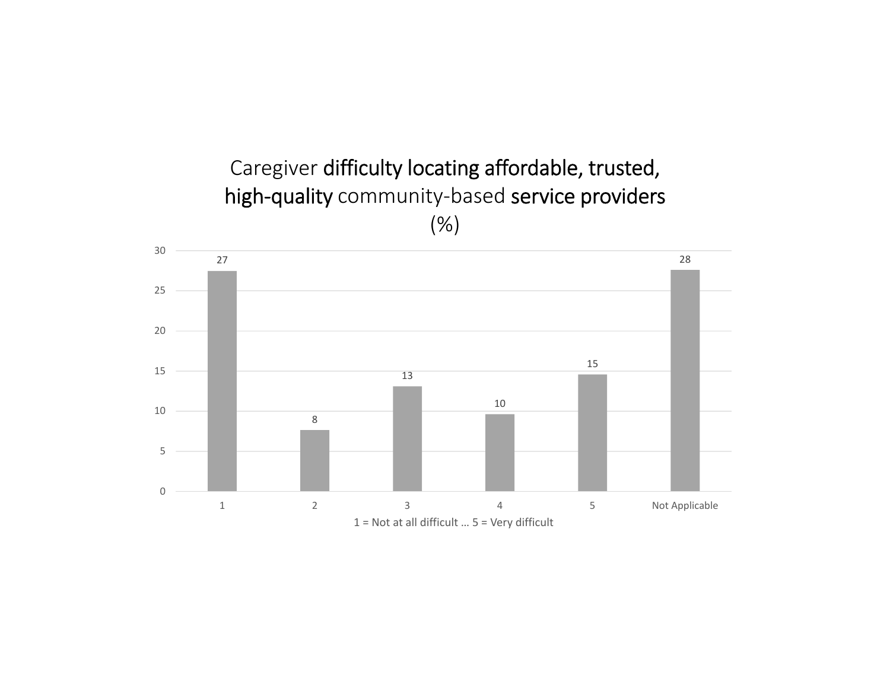## Caregiver difficulty locating affordable, trusted, high-quality community-based service providers (%)

| 1 = Not at all difficult … 5 = Very difficult | % |
|---|---|
| 1 | 27 |
| 2 | 8 |
| 3 | 13 |
| 4 | 10 |
| 5 | 15 |
| Not Applicable | 28 |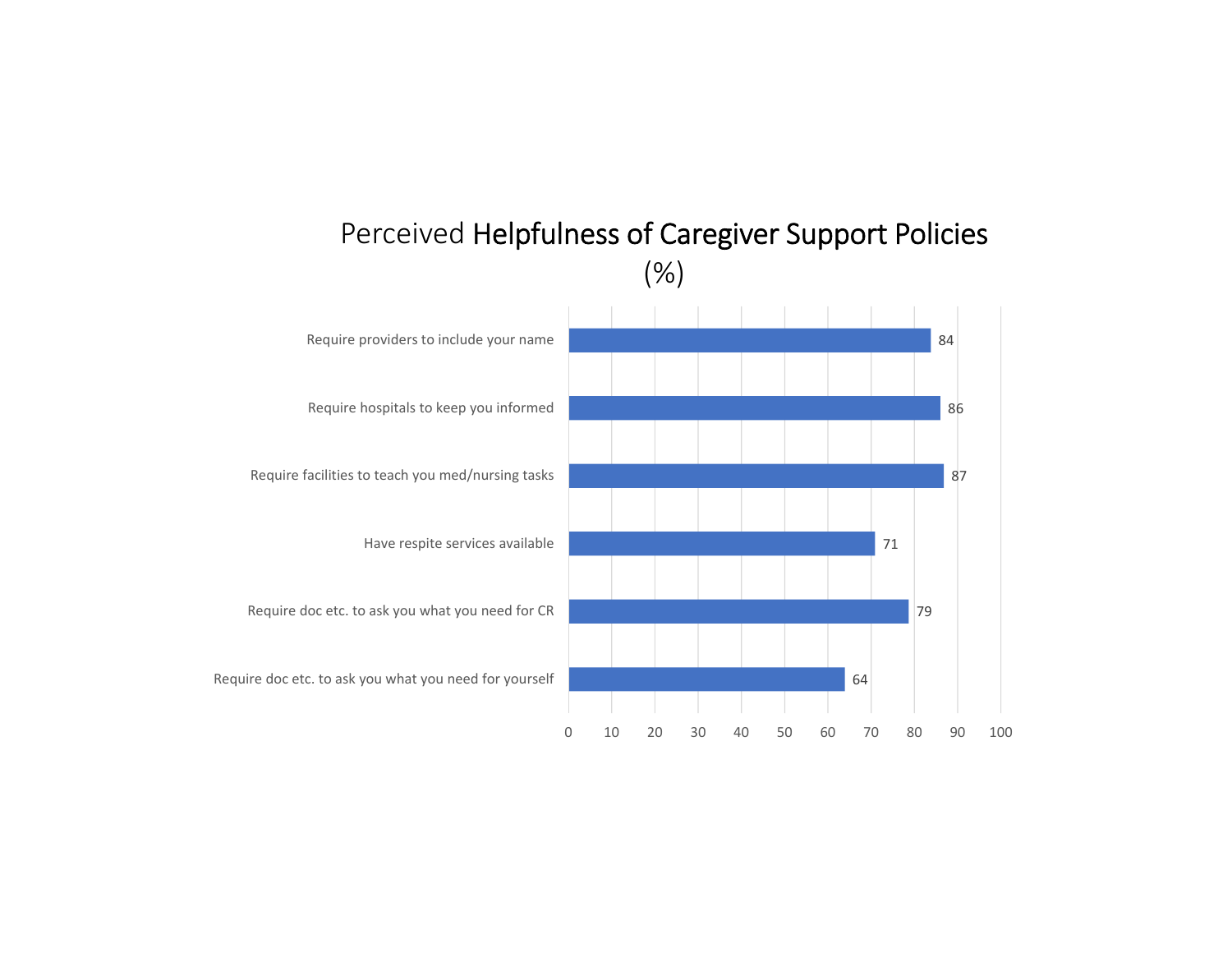# Perceived Helpfulness of Caregiver Support Policies

(%)

| Policy | % |
| --- | --- |
| Require providers to include your name | 84 |
| Require hospitals to keep you informed | 86 |
| Require facilities to teach you med/nursing tasks | 87 |
| Have respite services available | 71 |
| Require doc etc. to ask you what you need for CR | 79 |
| Require doc etc. to ask you what you need for yourself | 64 |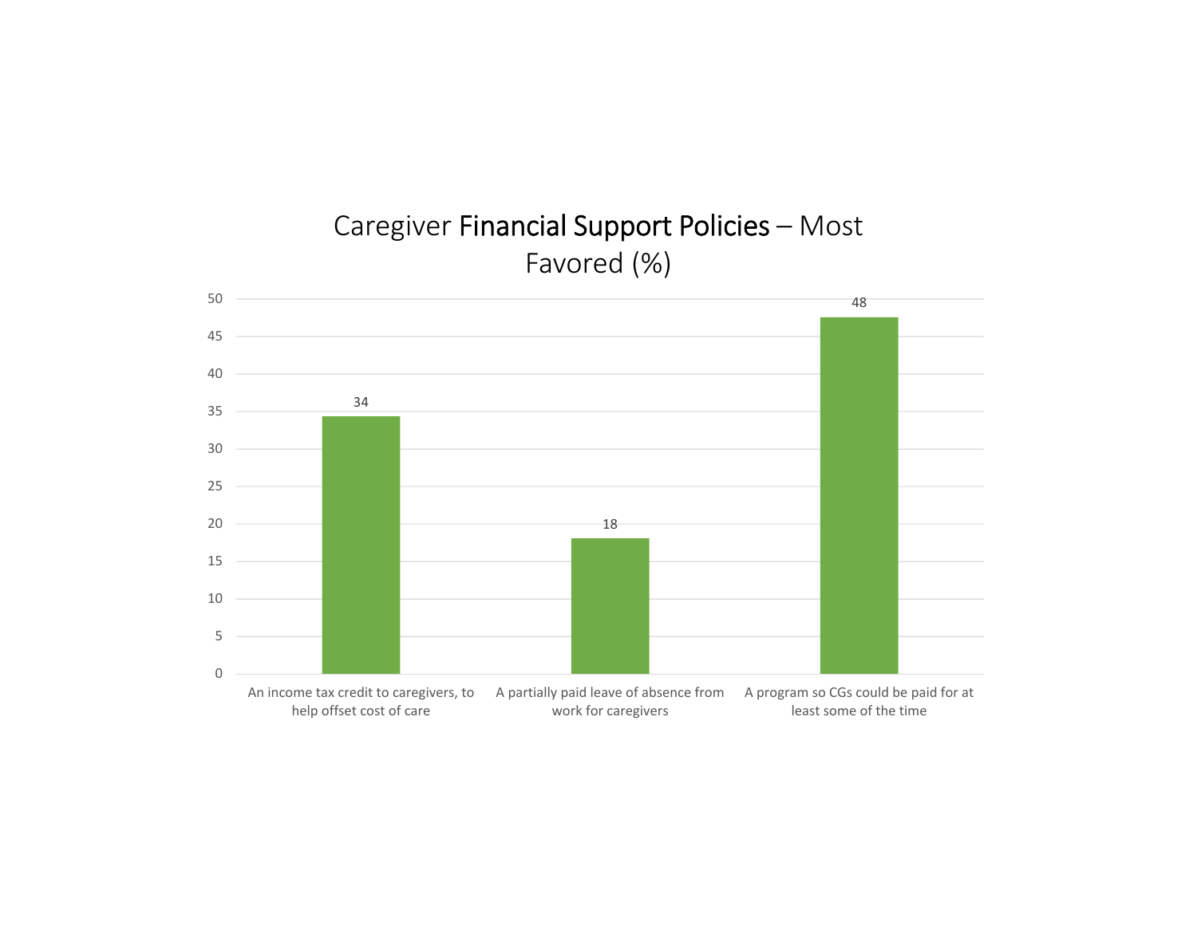Caregiver Financial Support Policies – Most Favored (%)

50
45
40
35
30
25
20
15
10
5
0

34
18
48

An income tax credit to caregivers, to help offset cost of care

A partially paid leave of absence from work for caregivers

A program so CGs could be paid for at least some of the time